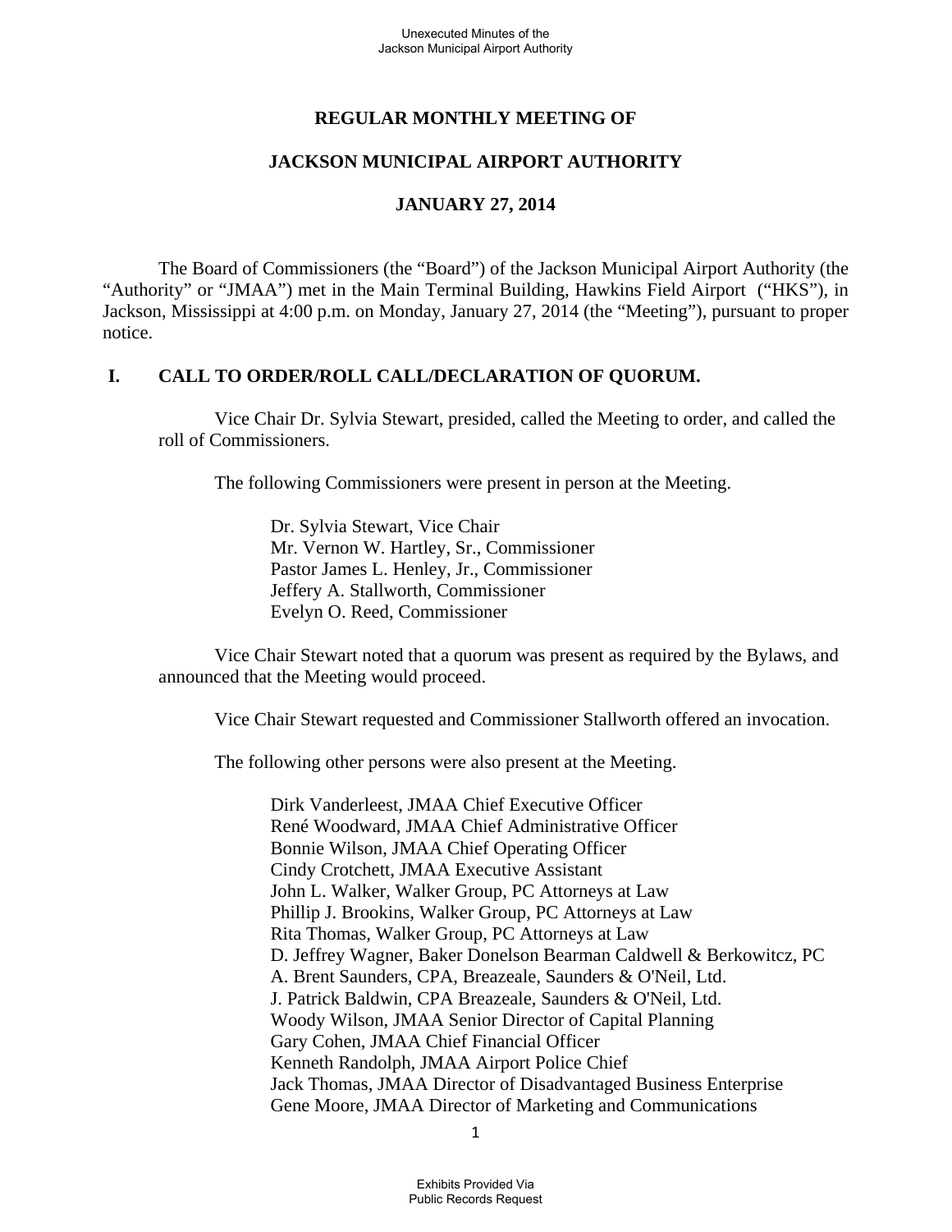# REGULAR MONTHLY MEETING OF

# JACKSON MUNICIPAL AIRPORT AUTHORITY

# JANUARY 27, 2014

The Board of Commissioners (the "Board") of the Jackson Municipal Airport Authority (the "Authority" or "JMAA") met in the Main Terminal Building, Hawkins Field Airport ("HKS"), in Jackson, Mississippi at 4:00 p.m. on Monday, January 27, 2014 (the "Meeting"), pursuant to proper notice.

## I. CALL TO ORDER/ROLL CALL/DECLARATION OF QUORUM.

Vice Chair Dr. Sylvia Stewart, presided, called the Meeting to order, and called the roll of Commissioners.

The following Commissioners were present in person at the Meeting.

Dr. Sylvia Stewart, Vice Chair
Mr. Vernon W. Hartley, Sr., Commissioner
Pastor James L. Henley, Jr., Commissioner
Jeffery A. Stallworth, Commissioner
Evelyn O. Reed, Commissioner

Vice Chair Stewart noted that a quorum was present as required by the Bylaws, and announced that the Meeting would proceed.

Vice Chair Stewart requested and Commissioner Stallworth offered an invocation.

The following other persons were also present at the Meeting.

Dirk Vanderleest, JMAA Chief Executive Officer
René Woodward, JMAA Chief Administrative Officer
Bonnie Wilson, JMAA Chief Operating Officer
Cindy Crotchett, JMAA Executive Assistant
John L. Walker, Walker Group, PC Attorneys at Law
Phillip J. Brookins, Walker Group, PC Attorneys at Law
Rita Thomas, Walker Group, PC Attorneys at Law
D. Jeffrey Wagner, Baker Donelson Bearman Caldwell & Berkowitcz, PC
A. Brent Saunders, CPA, Breazeale, Saunders & O'Neil, Ltd.
J. Patrick Baldwin, CPA Breazeale, Saunders & O'Neil, Ltd.
Woody Wilson, JMAA Senior Director of Capital Planning
Gary Cohen, JMAA Chief Financial Officer
Kenneth Randolph, JMAA Airport Police Chief
Jack Thomas, JMAA Director of Disadvantaged Business Enterprise
Gene Moore, JMAA Director of Marketing and Communications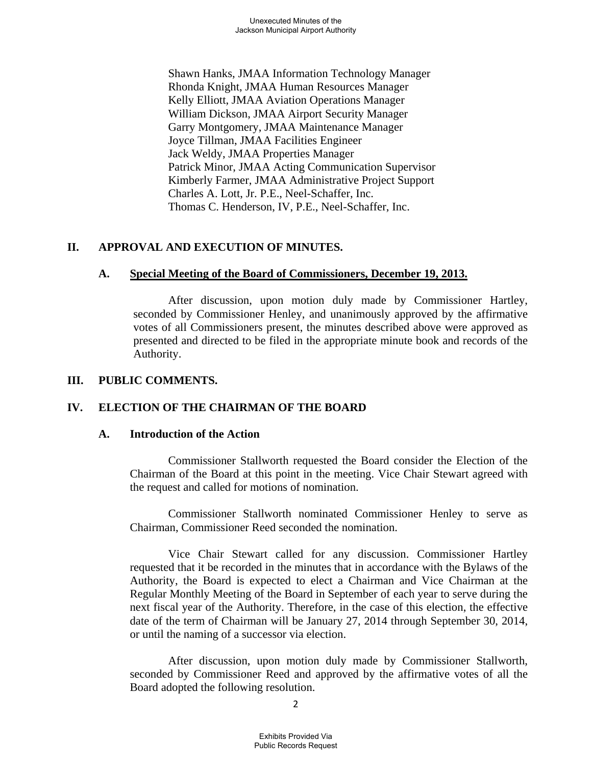Shawn Hanks, JMAA Information Technology Manager
Rhonda Knight, JMAA Human Resources Manager
Kelly Elliott, JMAA Aviation Operations Manager
William Dickson, JMAA Airport Security Manager
Garry Montgomery, JMAA Maintenance Manager
Joyce Tillman, JMAA Facilities Engineer
Jack Weldy, JMAA Properties Manager
Patrick Minor, JMAA Acting Communication Supervisor
Kimberly Farmer, JMAA Administrative Project Support
Charles A. Lott, Jr. P.E., Neel-Schaffer, Inc.
Thomas C. Henderson, IV, P.E., Neel-Schaffer, Inc.

## II. APPROVAL AND EXECUTION OF MINUTES.

### A. Special Meeting of the Board of Commissioners, December 19, 2013.

After discussion, upon motion duly made by Commissioner Hartley, seconded by Commissioner Henley, and unanimously approved by the affirmative votes of all Commissioners present, the minutes described above were approved as presented and directed to be filed in the appropriate minute book and records of the Authority.

## III. PUBLIC COMMENTS.

## IV. ELECTION OF THE CHAIRMAN OF THE BOARD

### A. Introduction of the Action

Commissioner Stallworth requested the Board consider the Election of the Chairman of the Board at this point in the meeting. Vice Chair Stewart agreed with the request and called for motions of nomination.

Commissioner Stallworth nominated Commissioner Henley to serve as Chairman, Commissioner Reed seconded the nomination.

Vice Chair Stewart called for any discussion. Commissioner Hartley requested that it be recorded in the minutes that in accordance with the Bylaws of the Authority, the Board is expected to elect a Chairman and Vice Chairman at the Regular Monthly Meeting of the Board in September of each year to serve during the next fiscal year of the Authority. Therefore, in the case of this election, the effective date of the term of Chairman will be January 27, 2014 through September 30, 2014, or until the naming of a successor via election.

After discussion, upon motion duly made by Commissioner Stallworth, seconded by Commissioner Reed and approved by the affirmative votes of all the Board adopted the following resolution.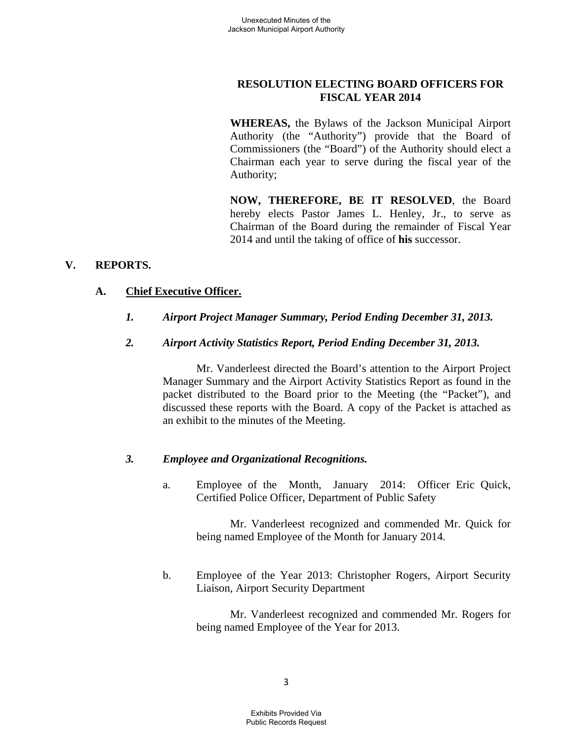**RESOLUTION ELECTING BOARD OFFICERS FOR FISCAL YEAR 2014**

**WHEREAS,** the Bylaws of the Jackson Municipal Airport Authority (the "Authority") provide that the Board of Commissioners (the "Board") of the Authority should elect a Chairman each year to serve during the fiscal year of the Authority;

**NOW, THEREFORE, BE IT RESOLVED**, the Board hereby elects Pastor James L. Henley, Jr., to serve as Chairman of the Board during the remainder of Fiscal Year 2014 and until the taking of office of **his** successor.

## V. REPORTS.

### A. <u>Chief Executive Officer.</u>

***1. Airport Project Manager Summary, Period Ending December 31, 2013.***

***2. Airport Activity Statistics Report, Period Ending December 31, 2013.***

Mr. Vanderleest directed the Board's attention to the Airport Project Manager Summary and the Airport Activity Statistics Report as found in the packet distributed to the Board prior to the Meeting (the "Packet"), and discussed these reports with the Board. A copy of the Packet is attached as an exhibit to the minutes of the Meeting.

***3. Employee and Organizational Recognitions.***

a. Employee of the Month, January 2014: Officer Eric Quick, Certified Police Officer, Department of Public Safety

Mr. Vanderleest recognized and commended Mr. Quick for being named Employee of the Month for January 2014.

b. Employee of the Year 2013: Christopher Rogers, Airport Security Liaison, Airport Security Department

Mr. Vanderleest recognized and commended Mr. Rogers for being named Employee of the Year for 2013.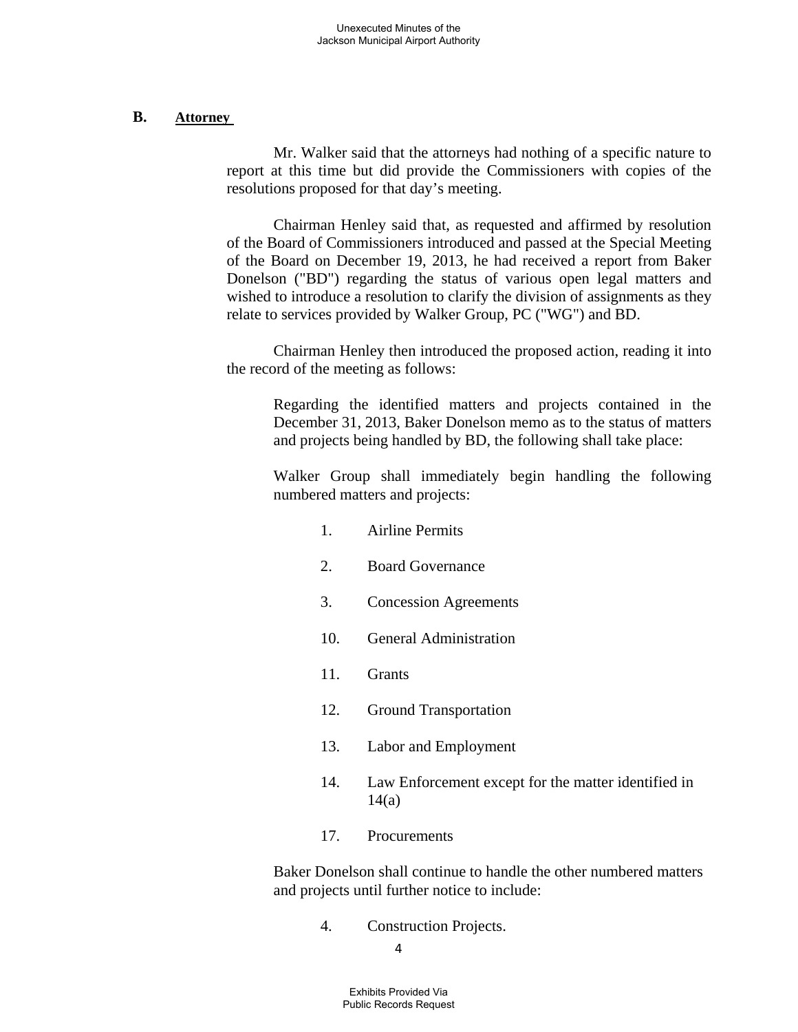## B. Attorney

Mr. Walker said that the attorneys had nothing of a specific nature to report at this time but did provide the Commissioners with copies of the resolutions proposed for that day's meeting.

Chairman Henley said that, as requested and affirmed by resolution of the Board of Commissioners introduced and passed at the Special Meeting of the Board on December 19, 2013, he had received a report from Baker Donelson ("BD") regarding the status of various open legal matters and wished to introduce a resolution to clarify the division of assignments as they relate to services provided by Walker Group, PC ("WG") and BD.

Chairman Henley then introduced the proposed action, reading it into the record of the meeting as follows:

> Regarding the identified matters and projects contained in the December 31, 2013, Baker Donelson memo as to the status of matters and projects being handled by BD, the following shall take place:
>
> Walker Group shall immediately begin handling the following numbered matters and projects:
>
> 1. Airline Permits
> 2. Board Governance
> 3. Concession Agreements
>
> 10. General Administration
> 11. Grants
> 12. Ground Transportation
> 13. Labor and Employment
> 14. Law Enforcement except for the matter identified in 14(a)
>
> 17. Procurements
>
> Baker Donelson shall continue to handle the other numbered matters and projects until further notice to include:
>
> 4. Construction Projects.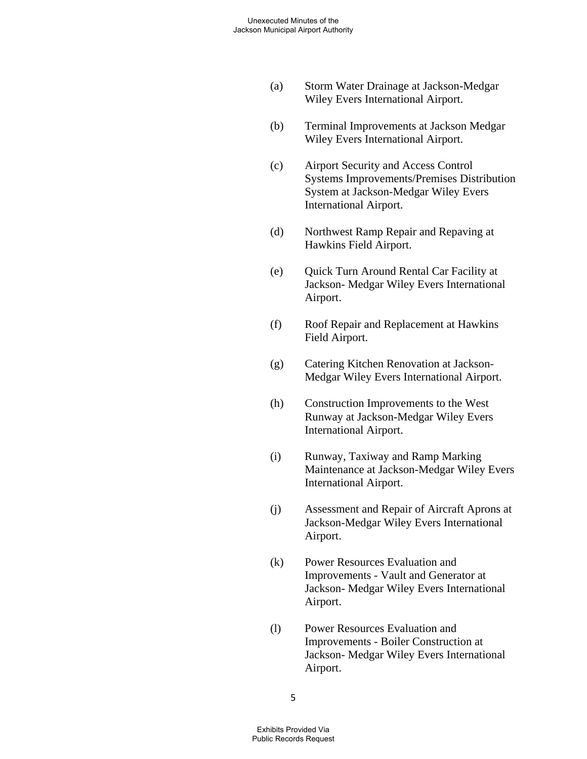(a) Storm Water Drainage at Jackson-Medgar Wiley Evers International Airport.

(b) Terminal Improvements at Jackson Medgar Wiley Evers International Airport.

(c) Airport Security and Access Control Systems Improvements/Premises Distribution System at Jackson-Medgar Wiley Evers International Airport.

(d) Northwest Ramp Repair and Repaving at Hawkins Field Airport.

(e) Quick Turn Around Rental Car Facility at Jackson- Medgar Wiley Evers International Airport.

(f) Roof Repair and Replacement at Hawkins Field Airport.

(g) Catering Kitchen Renovation at Jackson-Medgar Wiley Evers International Airport.

(h) Construction Improvements to the West Runway at Jackson-Medgar Wiley Evers International Airport.

(i) Runway, Taxiway and Ramp Marking Maintenance at Jackson-Medgar Wiley Evers International Airport.

(j) Assessment and Repair of Aircraft Aprons at Jackson-Medgar Wiley Evers International Airport.

(k) Power Resources Evaluation and Improvements - Vault and Generator at Jackson- Medgar Wiley Evers International Airport.

(l) Power Resources Evaluation and Improvements - Boiler Construction at Jackson- Medgar Wiley Evers International Airport.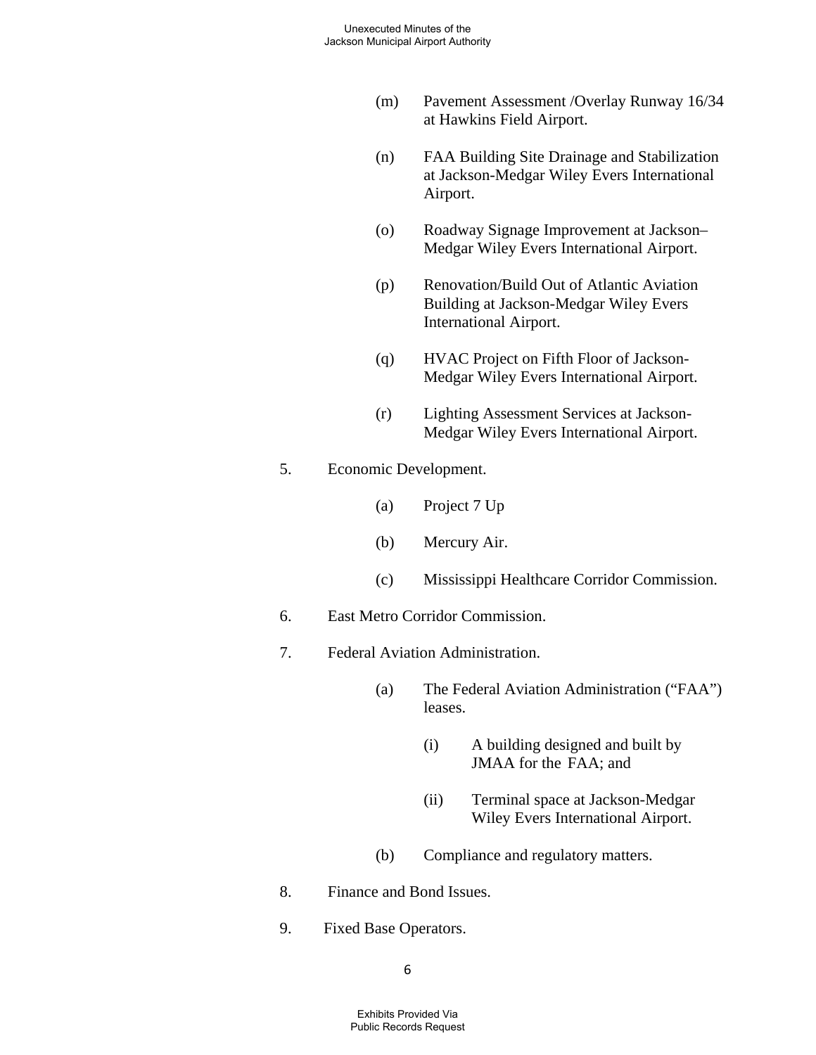(m) Pavement Assessment /Overlay Runway 16/34 at Hawkins Field Airport.

(n) FAA Building Site Drainage and Stabilization at Jackson-Medgar Wiley Evers International Airport.

(o) Roadway Signage Improvement at Jackson–Medgar Wiley Evers International Airport.

(p) Renovation/Build Out of Atlantic Aviation Building at Jackson-Medgar Wiley Evers International Airport.

(q) HVAC Project on Fifth Floor of Jackson-Medgar Wiley Evers International Airport.

(r) Lighting Assessment Services at Jackson-Medgar Wiley Evers International Airport.

5. Economic Development.

   (a) Project 7 Up

   (b) Mercury Air.

   (c) Mississippi Healthcare Corridor Commission.

6. East Metro Corridor Commission.

7. Federal Aviation Administration.

   (a) The Federal Aviation Administration ("FAA") leases.

      (i) A building designed and built by JMAA for the FAA; and

      (ii) Terminal space at Jackson-Medgar Wiley Evers International Airport.

   (b) Compliance and regulatory matters.

8. Finance and Bond Issues.

9. Fixed Base Operators.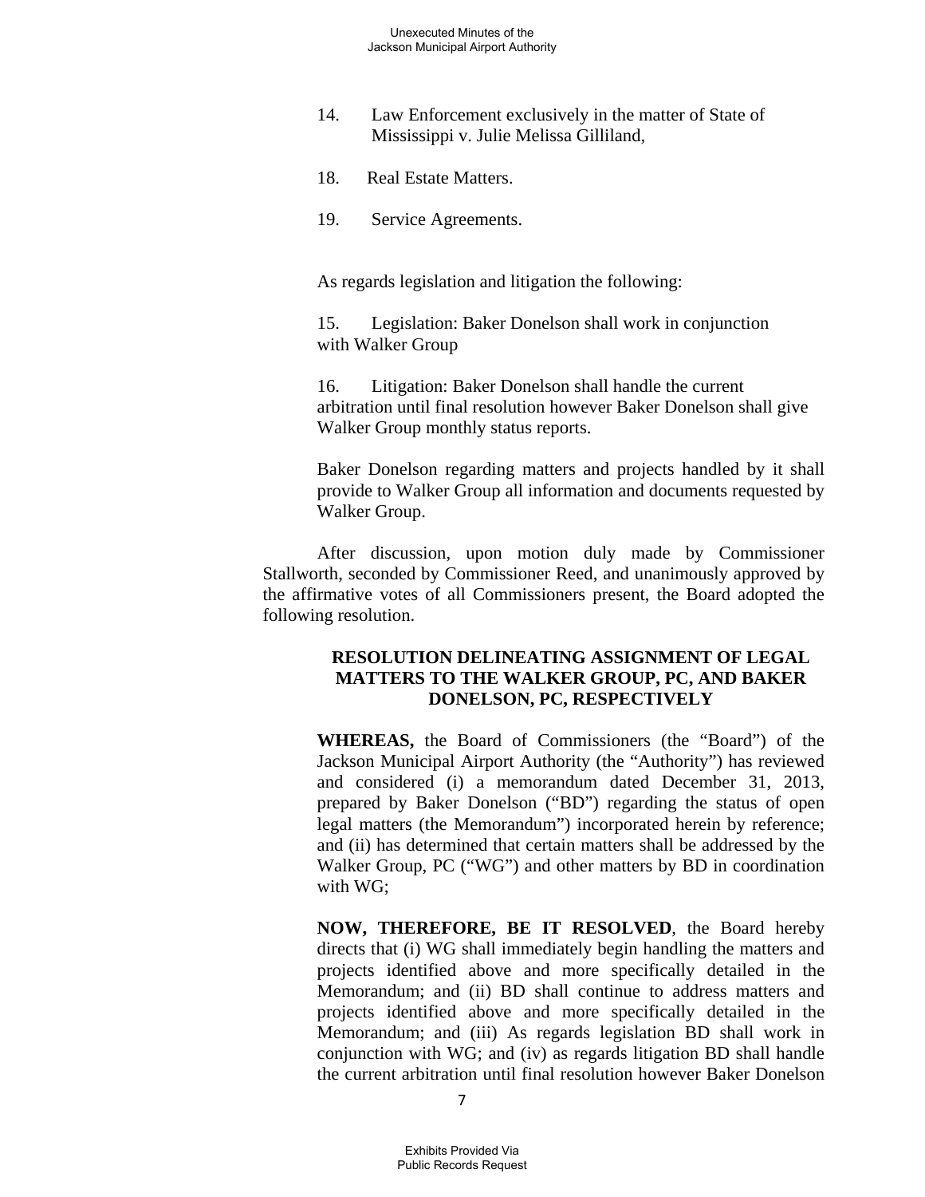14. Law Enforcement exclusively in the matter of State of Mississippi v. Julie Melissa Gilliland,

18. Real Estate Matters.

19. Service Agreements.

As regards legislation and litigation the following:

15. Legislation: Baker Donelson shall work in conjunction with Walker Group

16. Litigation: Baker Donelson shall handle the current arbitration until final resolution however Baker Donelson shall give Walker Group monthly status reports.

Baker Donelson regarding matters and projects handled by it shall provide to Walker Group all information and documents requested by Walker Group.

After discussion, upon motion duly made by Commissioner Stallworth, seconded by Commissioner Reed, and unanimously approved by the affirmative votes of all Commissioners present, the Board adopted the following resolution.

**RESOLUTION DELINEATING ASSIGNMENT OF LEGAL MATTERS TO THE WALKER GROUP, PC, AND BAKER DONELSON, PC, RESPECTIVELY**

**WHEREAS,** the Board of Commissioners (the "Board") of the Jackson Municipal Airport Authority (the "Authority") has reviewed and considered (i) a memorandum dated December 31, 2013, prepared by Baker Donelson ("BD") regarding the status of open legal matters (the Memorandum") incorporated herein by reference; and (ii) has determined that certain matters shall be addressed by the Walker Group, PC ("WG") and other matters by BD in coordination with WG;

**NOW, THEREFORE, BE IT RESOLVED**, the Board hereby directs that (i) WG shall immediately begin handling the matters and projects identified above and more specifically detailed in the Memorandum; and (ii) BD shall continue to address matters and projects identified above and more specifically detailed in the Memorandum; and (iii) As regards legislation BD shall work in conjunction with WG; and (iv) as regards litigation BD shall handle the current arbitration until final resolution however Baker Donelson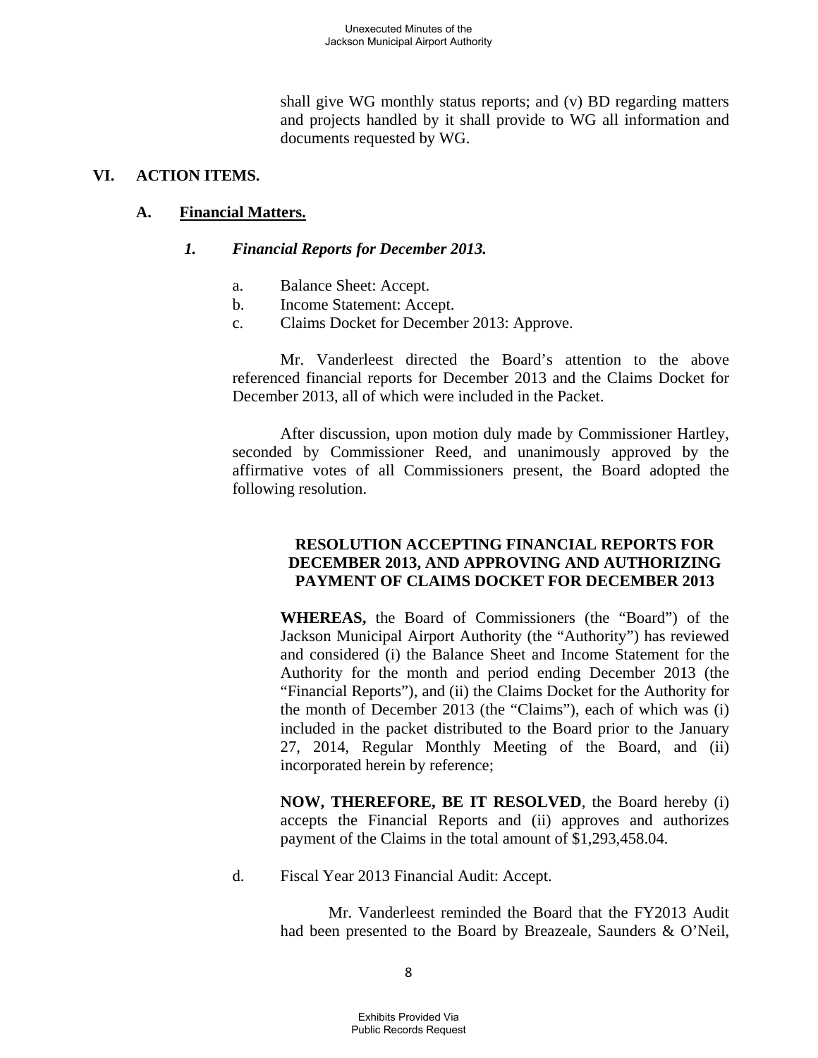shall give WG monthly status reports; and (v) BD regarding matters and projects handled by it shall provide to WG all information and documents requested by WG.

## VI. ACTION ITEMS.

### A. Financial Matters.

#### *1. Financial Reports for December 2013.*

a. Balance Sheet: Accept.
b. Income Statement: Accept.
c. Claims Docket for December 2013: Approve.

Mr. Vanderleest directed the Board's attention to the above referenced financial reports for December 2013 and the Claims Docket for December 2013, all of which were included in the Packet.

After discussion, upon motion duly made by Commissioner Hartley, seconded by Commissioner Reed, and unanimously approved by the affirmative votes of all Commissioners present, the Board adopted the following resolution.

**RESOLUTION ACCEPTING FINANCIAL REPORTS FOR DECEMBER 2013, AND APPROVING AND AUTHORIZING PAYMENT OF CLAIMS DOCKET FOR DECEMBER 2013**

**WHEREAS,** the Board of Commissioners (the "Board") of the Jackson Municipal Airport Authority (the "Authority") has reviewed and considered (i) the Balance Sheet and Income Statement for the Authority for the month and period ending December 2013 (the "Financial Reports"), and (ii) the Claims Docket for the Authority for the month of December 2013 (the "Claims"), each of which was (i) included in the packet distributed to the Board prior to the January 27, 2014, Regular Monthly Meeting of the Board, and (ii) incorporated herein by reference;

**NOW, THEREFORE, BE IT RESOLVED**, the Board hereby (i) accepts the Financial Reports and (ii) approves and authorizes payment of the Claims in the total amount of $1,293,458.04.

d. Fiscal Year 2013 Financial Audit: Accept.

Mr. Vanderleest reminded the Board that the FY2013 Audit had been presented to the Board by Breazeale, Saunders & O'Neil,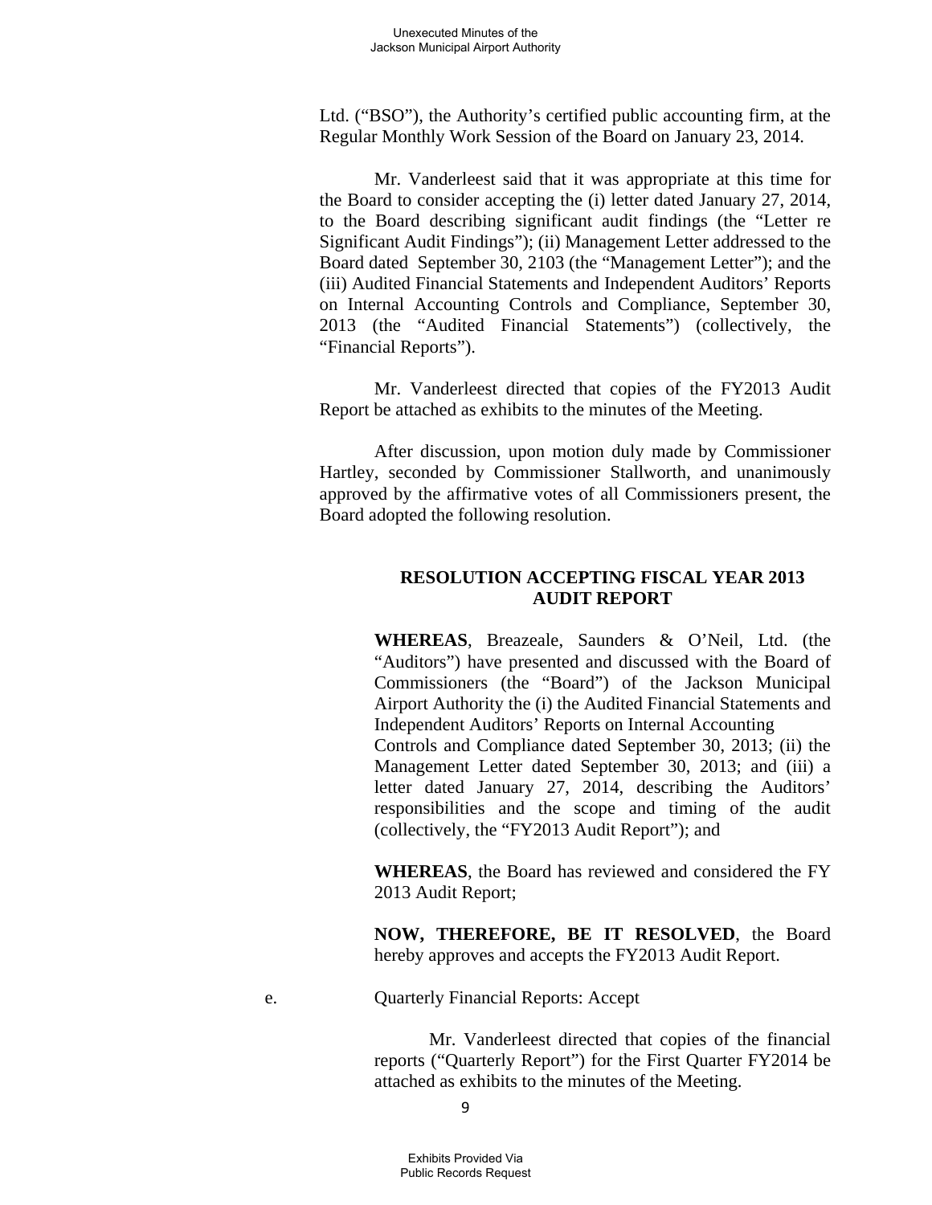Ltd. ("BSO"), the Authority's certified public accounting firm, at the Regular Monthly Work Session of the Board on January 23, 2014.

Mr. Vanderleest said that it was appropriate at this time for the Board to consider accepting the (i) letter dated January 27, 2014, to the Board describing significant audit findings (the "Letter re Significant Audit Findings"); (ii) Management Letter addressed to the Board dated September 30, 2103 (the "Management Letter"); and the (iii) Audited Financial Statements and Independent Auditors' Reports on Internal Accounting Controls and Compliance, September 30, 2013 (the "Audited Financial Statements") (collectively, the "Financial Reports").

Mr. Vanderleest directed that copies of the FY2013 Audit Report be attached as exhibits to the minutes of the Meeting.

After discussion, upon motion duly made by Commissioner Hartley, seconded by Commissioner Stallworth, and unanimously approved by the affirmative votes of all Commissioners present, the Board adopted the following resolution.

**RESOLUTION ACCEPTING FISCAL YEAR 2013 AUDIT REPORT**

**WHEREAS**, Breazeale, Saunders & O'Neil, Ltd. (the "Auditors") have presented and discussed with the Board of Commissioners (the "Board") of the Jackson Municipal Airport Authority the (i) the Audited Financial Statements and Independent Auditors' Reports on Internal Accounting Controls and Compliance dated September 30, 2013; (ii) the Management Letter dated September 30, 2013; and (iii) a letter dated January 27, 2014, describing the Auditors' responsibilities and the scope and timing of the audit (collectively, the "FY2013 Audit Report"); and

**WHEREAS**, the Board has reviewed and considered the FY 2013 Audit Report;

**NOW, THEREFORE, BE IT RESOLVED**, the Board hereby approves and accepts the FY2013 Audit Report.

e. Quarterly Financial Reports: Accept

Mr. Vanderleest directed that copies of the financial reports ("Quarterly Report") for the First Quarter FY2014 be attached as exhibits to the minutes of the Meeting.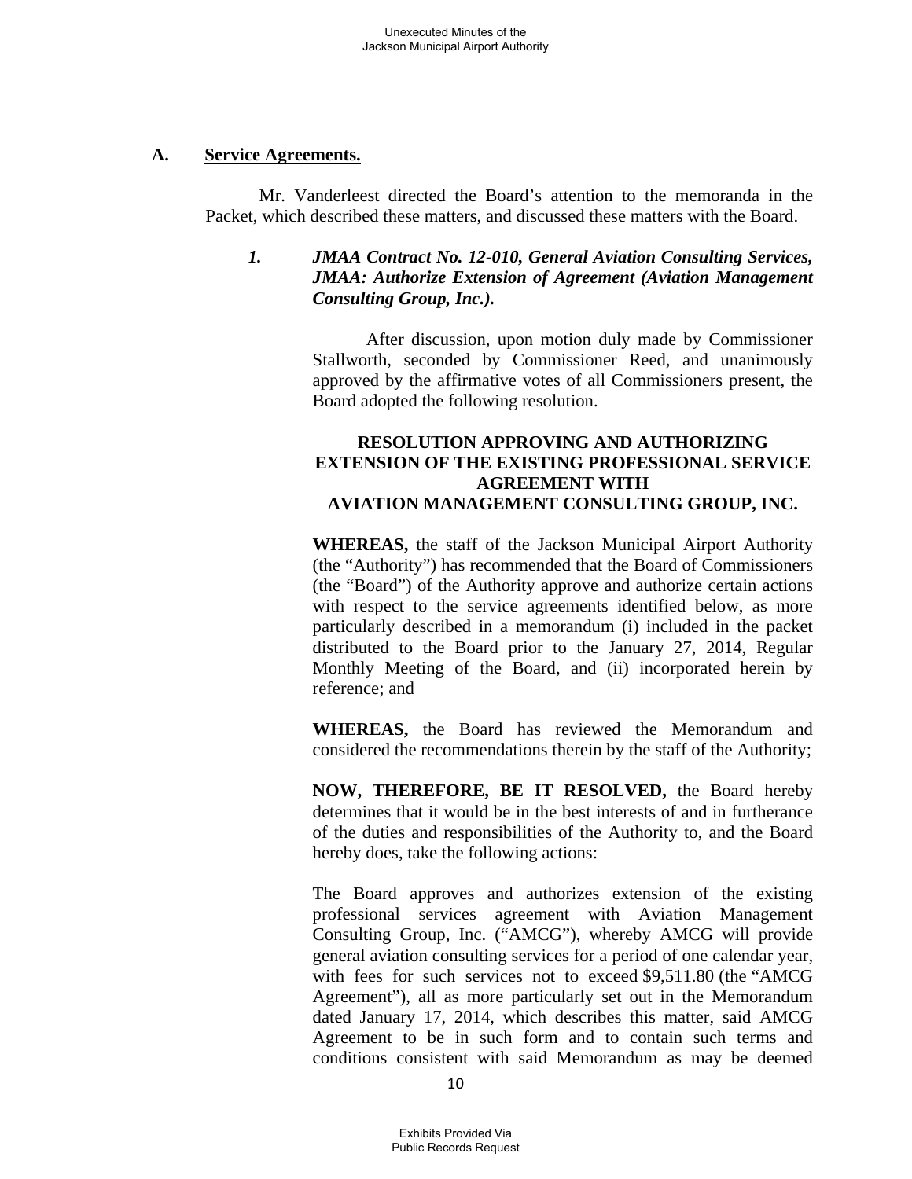## A. Service Agreements.

Mr. Vanderleest directed the Board's attention to the memoranda in the Packet, which described these matters, and discussed these matters with the Board.

### *1. JMAA Contract No. 12-010, General Aviation Consulting Services, JMAA: Authorize Extension of Agreement (Aviation Management Consulting Group, Inc.).*

After discussion, upon motion duly made by Commissioner Stallworth, seconded by Commissioner Reed, and unanimously approved by the affirmative votes of all Commissioners present, the Board adopted the following resolution.

**RESOLUTION APPROVING AND AUTHORIZING EXTENSION OF THE EXISTING PROFESSIONAL SERVICE AGREEMENT WITH AVIATION MANAGEMENT CONSULTING GROUP, INC.**

**WHEREAS,** the staff of the Jackson Municipal Airport Authority (the "Authority") has recommended that the Board of Commissioners (the "Board") of the Authority approve and authorize certain actions with respect to the service agreements identified below, as more particularly described in a memorandum (i) included in the packet distributed to the Board prior to the January 27, 2014, Regular Monthly Meeting of the Board, and (ii) incorporated herein by reference; and

**WHEREAS,** the Board has reviewed the Memorandum and considered the recommendations therein by the staff of the Authority;

**NOW, THEREFORE, BE IT RESOLVED,** the Board hereby determines that it would be in the best interests of and in furtherance of the duties and responsibilities of the Authority to, and the Board hereby does, take the following actions:

The Board approves and authorizes extension of the existing professional services agreement with Aviation Management Consulting Group, Inc. ("AMCG"), whereby AMCG will provide general aviation consulting services for a period of one calendar year, with fees for such services not to exceed $9,511.80 (the "AMCG Agreement"), all as more particularly set out in the Memorandum dated January 17, 2014, which describes this matter, said AMCG Agreement to be in such form and to contain such terms and conditions consistent with said Memorandum as may be deemed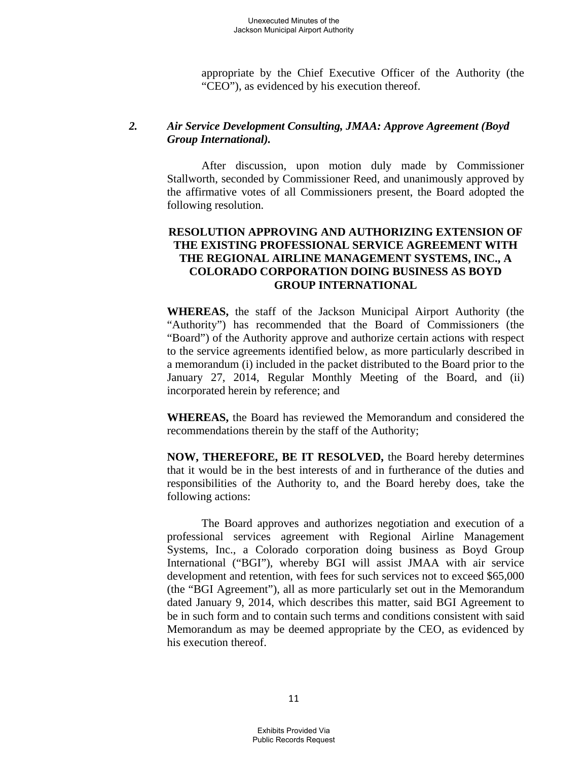appropriate by the Chief Executive Officer of the Authority (the "CEO"), as evidenced by his execution thereof.

2. ***Air Service Development Consulting, JMAA: Approve Agreement (Boyd Group International).***

After discussion, upon motion duly made by Commissioner Stallworth, seconded by Commissioner Reed, and unanimously approved by the affirmative votes of all Commissioners present, the Board adopted the following resolution.

**RESOLUTION APPROVING AND AUTHORIZING EXTENSION OF THE EXISTING PROFESSIONAL SERVICE AGREEMENT WITH THE REGIONAL AIRLINE MANAGEMENT SYSTEMS, INC., A COLORADO CORPORATION DOING BUSINESS AS BOYD GROUP INTERNATIONAL**

**WHEREAS,** the staff of the Jackson Municipal Airport Authority (the "Authority") has recommended that the Board of Commissioners (the "Board") of the Authority approve and authorize certain actions with respect to the service agreements identified below, as more particularly described in a memorandum (i) included in the packet distributed to the Board prior to the January 27, 2014, Regular Monthly Meeting of the Board, and (ii) incorporated herein by reference; and

**WHEREAS,** the Board has reviewed the Memorandum and considered the recommendations therein by the staff of the Authority;

**NOW, THEREFORE, BE IT RESOLVED,** the Board hereby determines that it would be in the best interests of and in furtherance of the duties and responsibilities of the Authority to, and the Board hereby does, take the following actions:

The Board approves and authorizes negotiation and execution of a professional services agreement with Regional Airline Management Systems, Inc., a Colorado corporation doing business as Boyd Group International ("BGI"), whereby BGI will assist JMAA with air service development and retention, with fees for such services not to exceed $65,000 (the "BGI Agreement"), all as more particularly set out in the Memorandum dated January 9, 2014, which describes this matter, said BGI Agreement to be in such form and to contain such terms and conditions consistent with said Memorandum as may be deemed appropriate by the CEO, as evidenced by his execution thereof.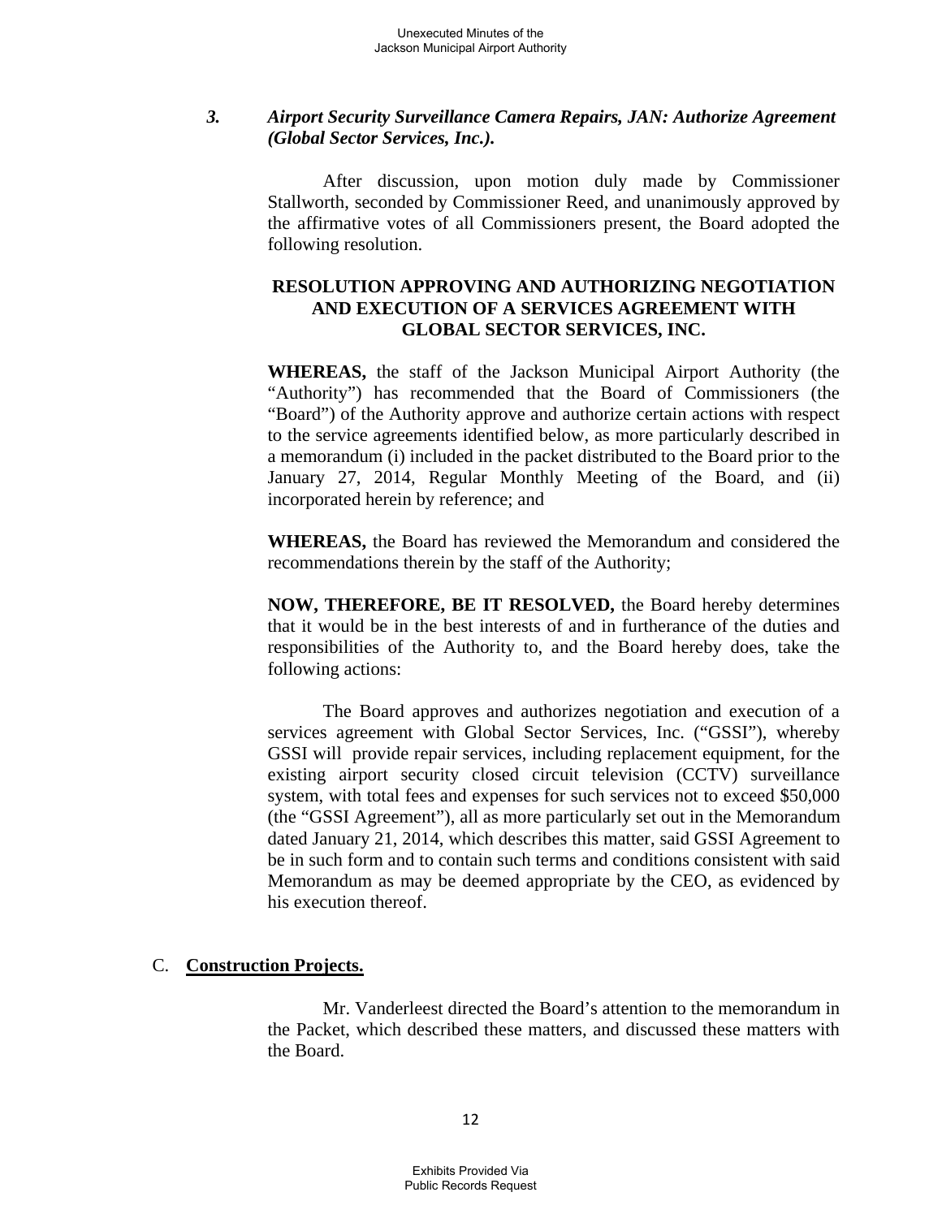### *3. Airport Security Surveillance Camera Repairs, JAN: Authorize Agreement (Global Sector Services, Inc.).*

After discussion, upon motion duly made by Commissioner Stallworth, seconded by Commissioner Reed, and unanimously approved by the affirmative votes of all Commissioners present, the Board adopted the following resolution.

**RESOLUTION APPROVING AND AUTHORIZING NEGOTIATION AND EXECUTION OF A SERVICES AGREEMENT WITH GLOBAL SECTOR SERVICES, INC.**

**WHEREAS,** the staff of the Jackson Municipal Airport Authority (the "Authority") has recommended that the Board of Commissioners (the "Board") of the Authority approve and authorize certain actions with respect to the service agreements identified below, as more particularly described in a memorandum (i) included in the packet distributed to the Board prior to the January 27, 2014, Regular Monthly Meeting of the Board, and (ii) incorporated herein by reference; and

**WHEREAS,** the Board has reviewed the Memorandum and considered the recommendations therein by the staff of the Authority;

**NOW, THEREFORE, BE IT RESOLVED,** the Board hereby determines that it would be in the best interests of and in furtherance of the duties and responsibilities of the Authority to, and the Board hereby does, take the following actions:

The Board approves and authorizes negotiation and execution of a services agreement with Global Sector Services, Inc. ("GSSI"), whereby GSSI will provide repair services, including replacement equipment, for the existing airport security closed circuit television (CCTV) surveillance system, with total fees and expenses for such services not to exceed $50,000 (the "GSSI Agreement"), all as more particularly set out in the Memorandum dated January 21, 2014, which describes this matter, said GSSI Agreement to be in such form and to contain such terms and conditions consistent with said Memorandum as may be deemed appropriate by the CEO, as evidenced by his execution thereof.

## C. Construction Projects.

Mr. Vanderleest directed the Board's attention to the memorandum in the Packet, which described these matters, and discussed these matters with the Board.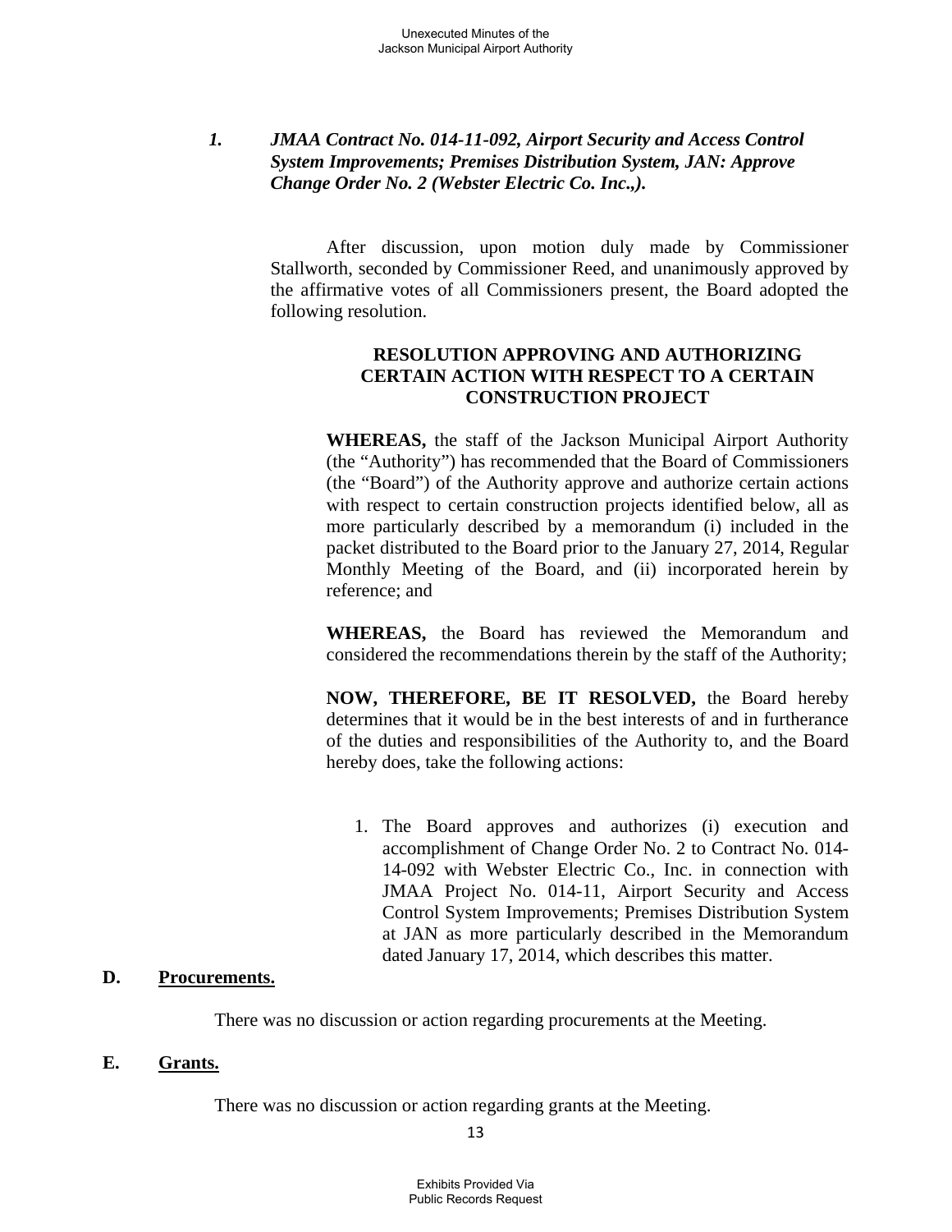*1. JMAA Contract No. 014-11-092, Airport Security and Access Control System Improvements; Premises Distribution System, JAN: Approve Change Order No. 2 (Webster Electric Co. Inc.,).*

After discussion, upon motion duly made by Commissioner Stallworth, seconded by Commissioner Reed, and unanimously approved by the affirmative votes of all Commissioners present, the Board adopted the following resolution.

**RESOLUTION APPROVING AND AUTHORIZING CERTAIN ACTION WITH RESPECT TO A CERTAIN CONSTRUCTION PROJECT**

**WHEREAS,** the staff of the Jackson Municipal Airport Authority (the "Authority") has recommended that the Board of Commissioners (the "Board") of the Authority approve and authorize certain actions with respect to certain construction projects identified below, all as more particularly described by a memorandum (i) included in the packet distributed to the Board prior to the January 27, 2014, Regular Monthly Meeting of the Board, and (ii) incorporated herein by reference; and

**WHEREAS,** the Board has reviewed the Memorandum and considered the recommendations therein by the staff of the Authority;

**NOW, THEREFORE, BE IT RESOLVED,** the Board hereby determines that it would be in the best interests of and in furtherance of the duties and responsibilities of the Authority to, and the Board hereby does, take the following actions:

1. The Board approves and authorizes (i) execution and accomplishment of Change Order No. 2 to Contract No. 014-14-092 with Webster Electric Co., Inc. in connection with JMAA Project No. 014-11, Airport Security and Access Control System Improvements; Premises Distribution System at JAN as more particularly described in the Memorandum dated January 17, 2014, which describes this matter.

**D. Procurements.**

There was no discussion or action regarding procurements at the Meeting.

**E. Grants.**

There was no discussion or action regarding grants at the Meeting.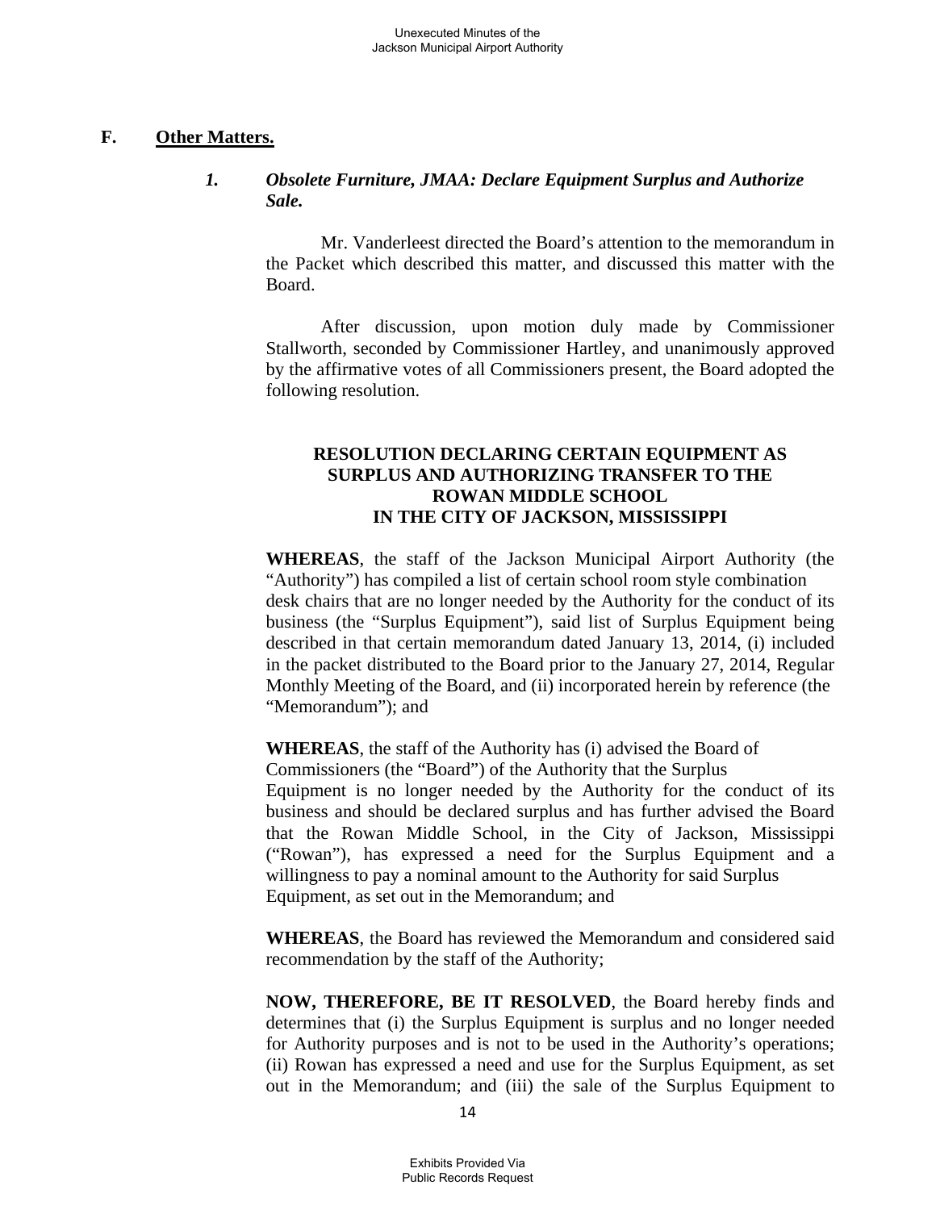## F. Other Matters.

### *1. Obsolete Furniture, JMAA: Declare Equipment Surplus and Authorize Sale.*

Mr. Vanderleest directed the Board's attention to the memorandum in the Packet which described this matter, and discussed this matter with the Board.

After discussion, upon motion duly made by Commissioner Stallworth, seconded by Commissioner Hartley, and unanimously approved by the affirmative votes of all Commissioners present, the Board adopted the following resolution.

**RESOLUTION DECLARING CERTAIN EQUIPMENT AS SURPLUS AND AUTHORIZING TRANSFER TO THE ROWAN MIDDLE SCHOOL IN THE CITY OF JACKSON, MISSISSIPPI**

**WHEREAS**, the staff of the Jackson Municipal Airport Authority (the "Authority") has compiled a list of certain school room style combination desk chairs that are no longer needed by the Authority for the conduct of its business (the "Surplus Equipment"), said list of Surplus Equipment being described in that certain memorandum dated January 13, 2014, (i) included in the packet distributed to the Board prior to the January 27, 2014, Regular Monthly Meeting of the Board, and (ii) incorporated herein by reference (the "Memorandum"); and

**WHEREAS**, the staff of the Authority has (i) advised the Board of Commissioners (the "Board") of the Authority that the Surplus Equipment is no longer needed by the Authority for the conduct of its business and should be declared surplus and has further advised the Board that the Rowan Middle School, in the City of Jackson, Mississippi ("Rowan"), has expressed a need for the Surplus Equipment and a willingness to pay a nominal amount to the Authority for said Surplus Equipment, as set out in the Memorandum; and

**WHEREAS**, the Board has reviewed the Memorandum and considered said recommendation by the staff of the Authority;

**NOW, THEREFORE, BE IT RESOLVED**, the Board hereby finds and determines that (i) the Surplus Equipment is surplus and no longer needed for Authority purposes and is not to be used in the Authority's operations; (ii) Rowan has expressed a need and use for the Surplus Equipment, as set out in the Memorandum; and (iii) the sale of the Surplus Equipment to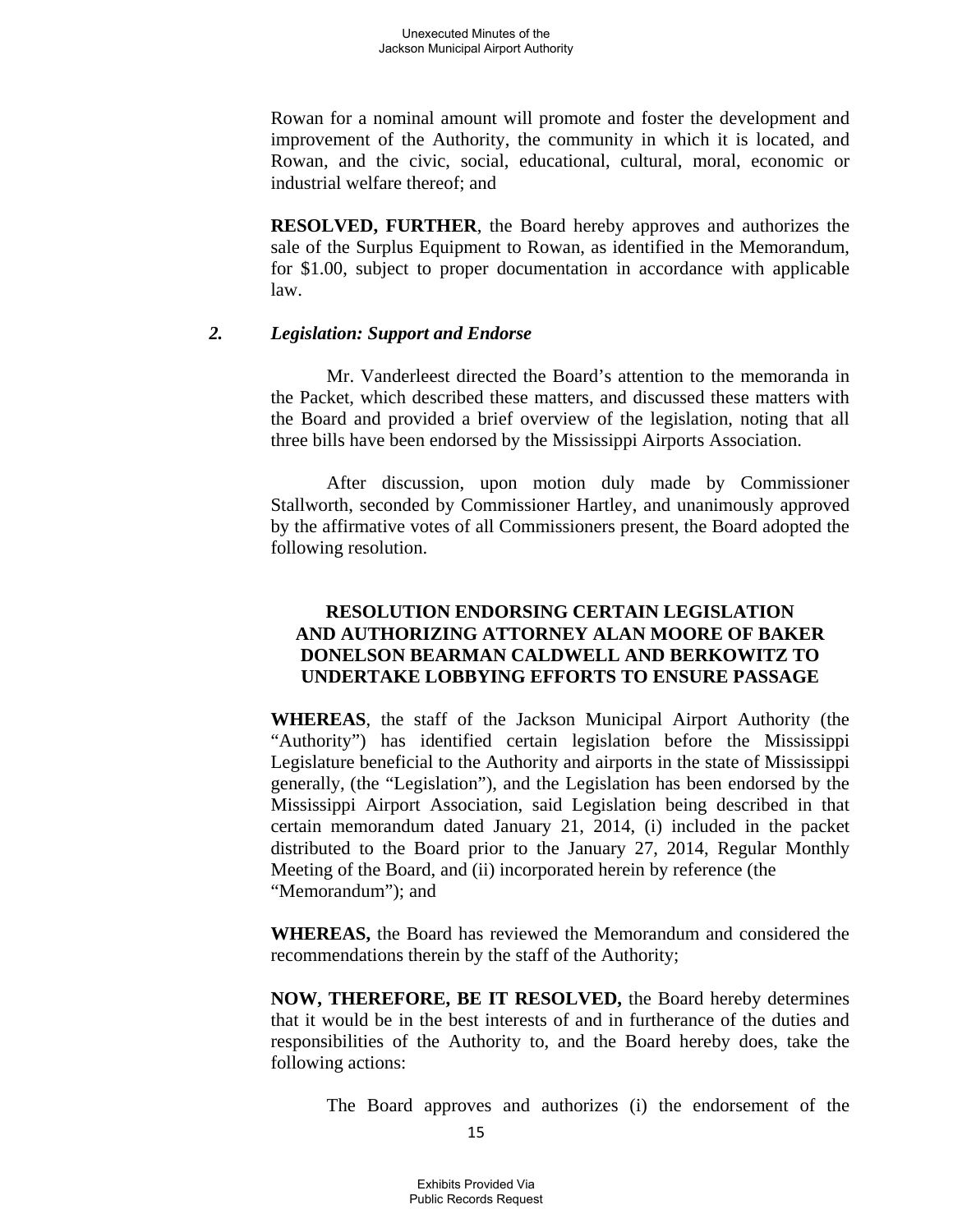Rowan for a nominal amount will promote and foster the development and improvement of the Authority, the community in which it is located, and Rowan, and the civic, social, educational, cultural, moral, economic or industrial welfare thereof; and

**RESOLVED, FURTHER**, the Board hereby approves and authorizes the sale of the Surplus Equipment to Rowan, as identified in the Memorandum, for $1.00, subject to proper documentation in accordance with applicable law.

### *2. Legislation: Support and Endorse*

Mr. Vanderleest directed the Board's attention to the memoranda in the Packet, which described these matters, and discussed these matters with the Board and provided a brief overview of the legislation, noting that all three bills have been endorsed by the Mississippi Airports Association.

After discussion, upon motion duly made by Commissioner Stallworth, seconded by Commissioner Hartley, and unanimously approved by the affirmative votes of all Commissioners present, the Board adopted the following resolution.

**RESOLUTION ENDORSING CERTAIN LEGISLATION AND AUTHORIZING ATTORNEY ALAN MOORE OF BAKER DONELSON BEARMAN CALDWELL AND BERKOWITZ TO UNDERTAKE LOBBYING EFFORTS TO ENSURE PASSAGE**

**WHEREAS**, the staff of the Jackson Municipal Airport Authority (the "Authority") has identified certain legislation before the Mississippi Legislature beneficial to the Authority and airports in the state of Mississippi generally, (the "Legislation"), and the Legislation has been endorsed by the Mississippi Airport Association, said Legislation being described in that certain memorandum dated January 21, 2014, (i) included in the packet distributed to the Board prior to the January 27, 2014, Regular Monthly Meeting of the Board, and (ii) incorporated herein by reference (the "Memorandum"); and

**WHEREAS,** the Board has reviewed the Memorandum and considered the recommendations therein by the staff of the Authority;

**NOW, THEREFORE, BE IT RESOLVED,** the Board hereby determines that it would be in the best interests of and in furtherance of the duties and responsibilities of the Authority to, and the Board hereby does, take the following actions:

The Board approves and authorizes (i) the endorsement of the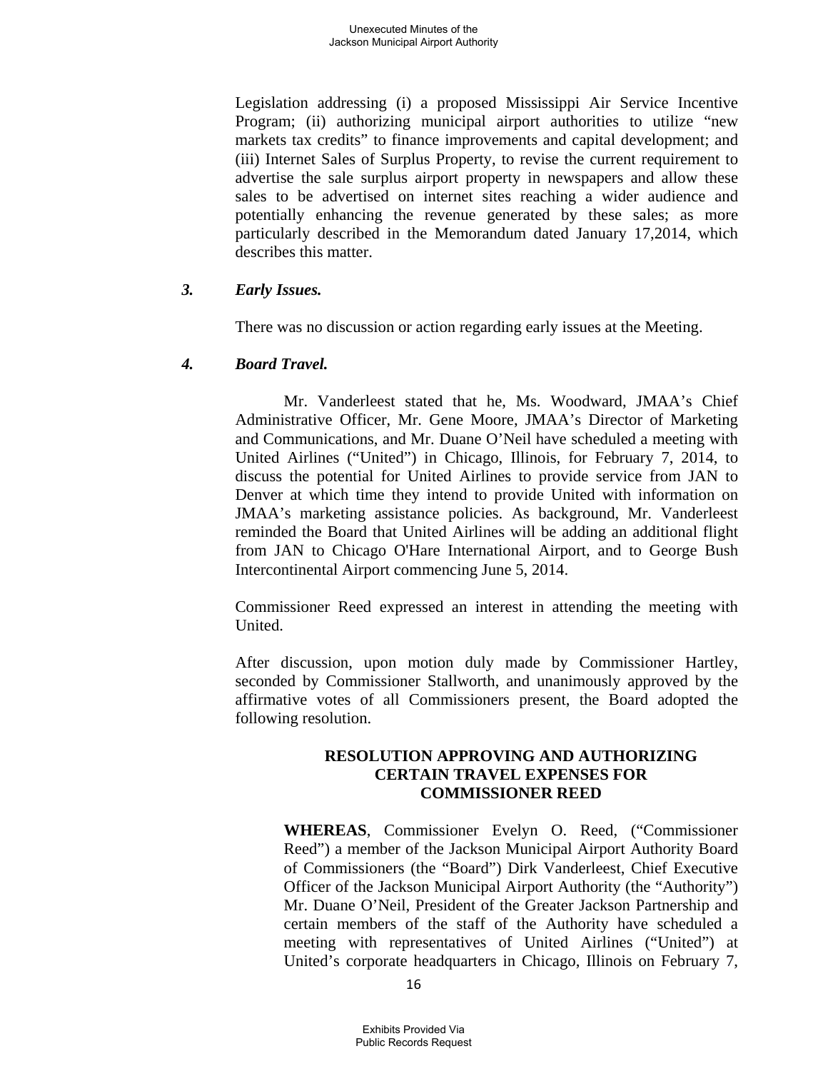Legislation addressing (i) a proposed Mississippi Air Service Incentive Program; (ii) authorizing municipal airport authorities to utilize "new markets tax credits" to finance improvements and capital development; and (iii) Internet Sales of Surplus Property, to revise the current requirement to advertise the sale surplus airport property in newspapers and allow these sales to be advertised on internet sites reaching a wider audience and potentially enhancing the revenue generated by these sales; as more particularly described in the Memorandum dated January 17,2014, which describes this matter.

### *3. Early Issues.*

There was no discussion or action regarding early issues at the Meeting.

### *4. Board Travel.*

Mr. Vanderleest stated that he, Ms. Woodward, JMAA's Chief Administrative Officer, Mr. Gene Moore, JMAA's Director of Marketing and Communications, and Mr. Duane O'Neil have scheduled a meeting with United Airlines ("United") in Chicago, Illinois, for February 7, 2014, to discuss the potential for United Airlines to provide service from JAN to Denver at which time they intend to provide United with information on JMAA's marketing assistance policies. As background, Mr. Vanderleest reminded the Board that United Airlines will be adding an additional flight from JAN to Chicago O'Hare International Airport, and to George Bush Intercontinental Airport commencing June 5, 2014.

Commissioner Reed expressed an interest in attending the meeting with United.

After discussion, upon motion duly made by Commissioner Hartley, seconded by Commissioner Stallworth, and unanimously approved by the affirmative votes of all Commissioners present, the Board adopted the following resolution.

**RESOLUTION APPROVING AND AUTHORIZING CERTAIN TRAVEL EXPENSES FOR COMMISSIONER REED**

**WHEREAS**, Commissioner Evelyn O. Reed, ("Commissioner Reed") a member of the Jackson Municipal Airport Authority Board of Commissioners (the "Board") Dirk Vanderleest, Chief Executive Officer of the Jackson Municipal Airport Authority (the "Authority") Mr. Duane O'Neil, President of the Greater Jackson Partnership and certain members of the staff of the Authority have scheduled a meeting with representatives of United Airlines ("United") at United's corporate headquarters in Chicago, Illinois on February 7,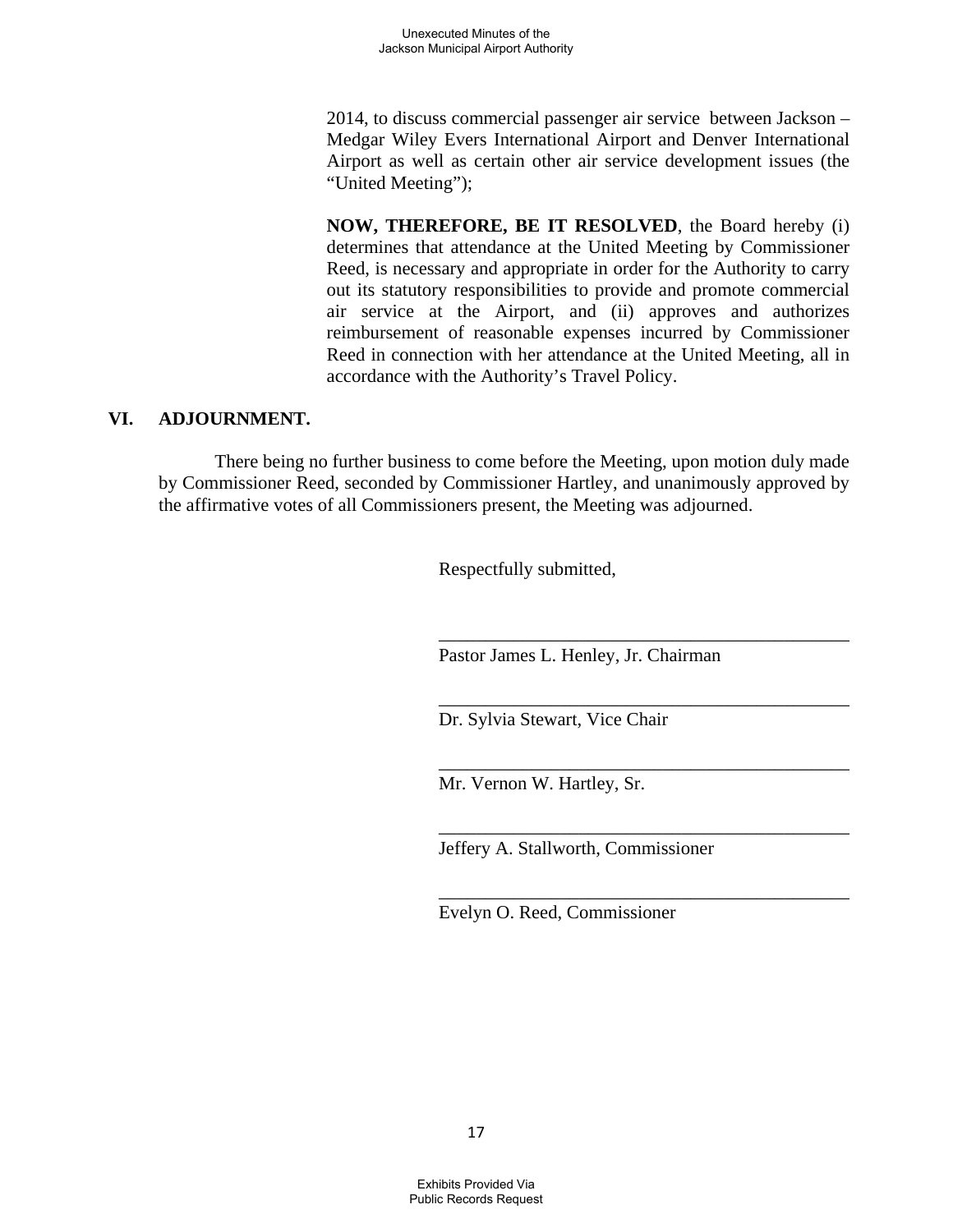2014, to discuss commercial passenger air service between Jackson – Medgar Wiley Evers International Airport and Denver International Airport as well as certain other air service development issues (the "United Meeting");

**NOW, THEREFORE, BE IT RESOLVED**, the Board hereby (i) determines that attendance at the United Meeting by Commissioner Reed, is necessary and appropriate in order for the Authority to carry out its statutory responsibilities to provide and promote commercial air service at the Airport, and (ii) approves and authorizes reimbursement of reasonable expenses incurred by Commissioner Reed in connection with her attendance at the United Meeting, all in accordance with the Authority's Travel Policy.

## VI. ADJOURNMENT.

There being no further business to come before the Meeting, upon motion duly made by Commissioner Reed, seconded by Commissioner Hartley, and unanimously approved by the affirmative votes of all Commissioners present, the Meeting was adjourned.

Respectfully submitted,

_____________________________________________
Pastor James L. Henley, Jr. Chairman

_____________________________________________
Dr. Sylvia Stewart, Vice Chair

_____________________________________________
Mr. Vernon W. Hartley, Sr.

_____________________________________________
Jeffery A. Stallworth, Commissioner

_____________________________________________
Evelyn O. Reed, Commissioner